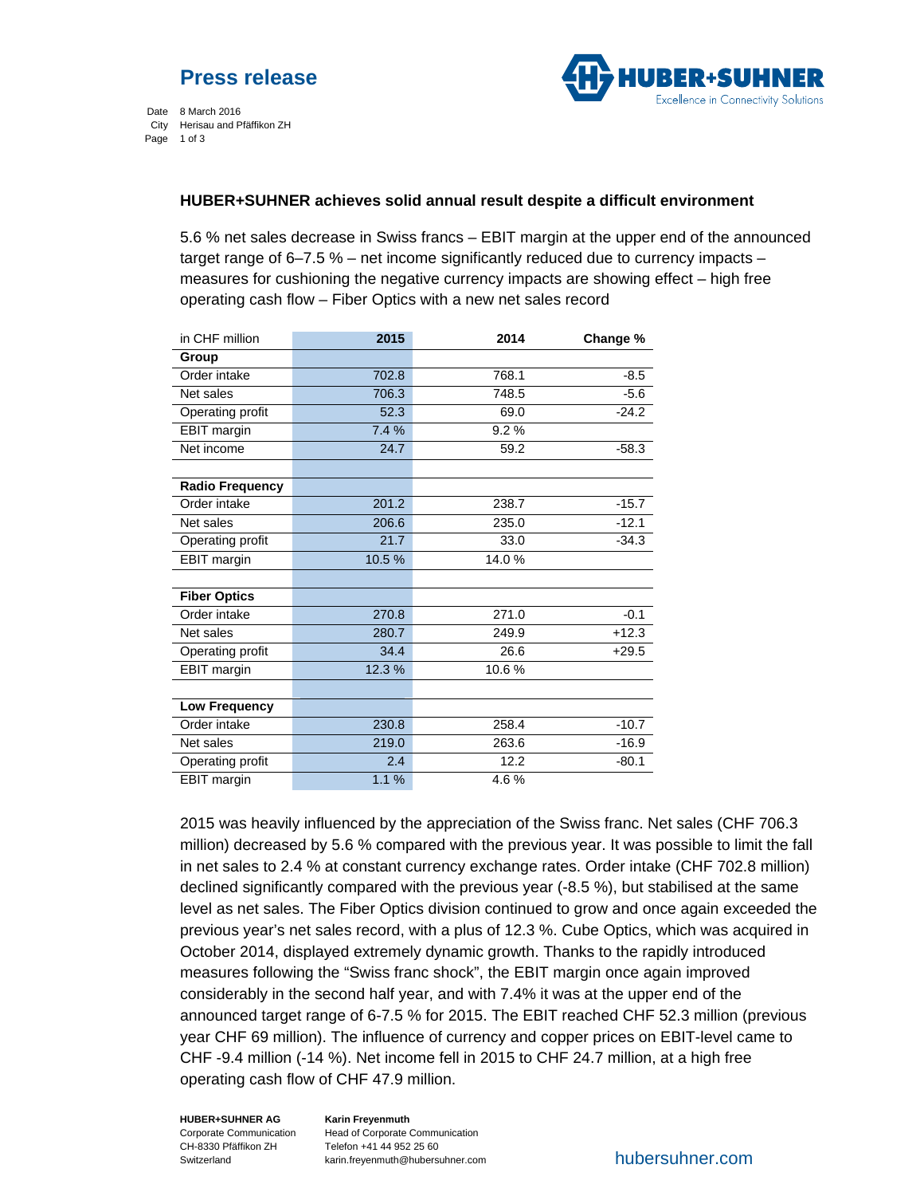# Press release

Date 8 March 2016
City Herisau and Pfäffikon ZH

## HUBER+SUHNER achieves solid annual result despite a difficult environment

5.6 % net sales decrease in Swiss francs – EBIT margin at the upper end of the announced target range of 6–7.5 % – net income significantly reduced due to currency impacts – measures for cushioning the negative currency impacts are showing effect – high free operating cash flow – Fiber Optics with a new net sales record

| in CHF million | 2015 | 2014 | Change % |
|---|---|---|---|
| **Group** | | | |
| Order intake | 702.8 | 768.1 | -8.5 |
| Net sales | 706.3 | 748.5 | -5.6 |
| Operating profit | 52.3 | 69.0 | -24.2 |
| EBIT margin | 7.4 % | 9.2 % | |
| Net income | 24.7 | 59.2 | -58.3 |
| | | | |
| **Radio Frequency** | | | |
| Order intake | 201.2 | 238.7 | -15.7 |
| Net sales | 206.6 | 235.0 | -12.1 |
| Operating profit | 21.7 | 33.0 | -34.3 |
| EBIT margin | 10.5 % | 14.0 % | |
| | | | |
| **Fiber Optics** | | | |
| Order intake | 270.8 | 271.0 | -0.1 |
| Net sales | 280.7 | 249.9 | +12.3 |
| Operating profit | 34.4 | 26.6 | +29.5 |
| EBIT margin | 12.3 % | 10.6 % | |
| | | | |
| **Low Frequency** | | | |
| Order intake | 230.8 | 258.4 | -10.7 |
| Net sales | 219.0 | 263.6 | -16.9 |
| Operating profit | 2.4 | 12.2 | -80.1 |
| EBIT margin | 1.1 % | 4.6 % | |

2015 was heavily influenced by the appreciation of the Swiss franc. Net sales (CHF 706.3 million) decreased by 5.6 % compared with the previous year. It was possible to limit the fall in net sales to 2.4 % at constant currency exchange rates. Order intake (CHF 702.8 million) declined significantly compared with the previous year (-8.5 %), but stabilised at the same level as net sales. The Fiber Optics division continued to grow and once again exceeded the previous year's net sales record, with a plus of 12.3 %. Cube Optics, which was acquired in October 2014, displayed extremely dynamic growth. Thanks to the rapidly introduced measures following the "Swiss franc shock", the EBIT margin once again improved considerably in the second half year, and with 7.4% it was at the upper end of the announced target range of 6-7.5 % for 2015. The EBIT reached CHF 52.3 million (previous year CHF 69 million). The influence of currency and copper prices on EBIT-level came to CHF -9.4 million (-14 %). Net income fell in 2015 to CHF 24.7 million, at a high free operating cash flow of CHF 47.9 million.

**HUBER+SUHNER AG**
Corporate Communication
CH-8330 Pfäffikon ZH
Switzerland

**Karin Freyenmuth**
Head of Corporate Communication
Telefon +41 44 952 25 60
karin.freyenmuth@hubersuhner.com

hubersuhner.com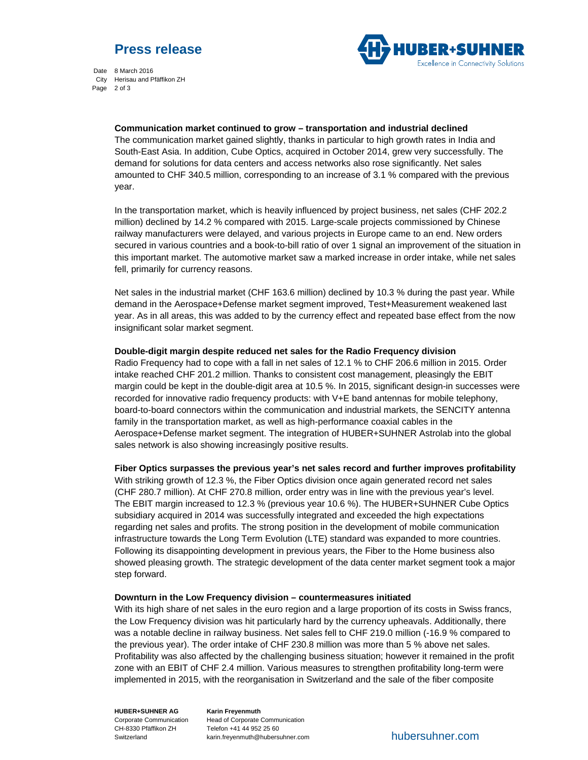**Communication market continued to grow – transportation and industrial declined**

The communication market gained slightly, thanks in particular to high growth rates in India and South-East Asia. In addition, Cube Optics, acquired in October 2014, grew very successfully. The demand for solutions for data centers and access networks also rose significantly. Net sales amounted to CHF 340.5 million, corresponding to an increase of 3.1 % compared with the previous year.

In the transportation market, which is heavily influenced by project business, net sales (CHF 202.2 million) declined by 14.2 % compared with 2015. Large-scale projects commissioned by Chinese railway manufacturers were delayed, and various projects in Europe came to an end. New orders secured in various countries and a book-to-bill ratio of over 1 signal an improvement of the situation in this important market. The automotive market saw a marked increase in order intake, while net sales fell, primarily for currency reasons.

Net sales in the industrial market (CHF 163.6 million) declined by 10.3 % during the past year. While demand in the Aerospace+Defense market segment improved, Test+Measurement weakened last year. As in all areas, this was added to by the currency effect and repeated base effect from the now insignificant solar market segment.

**Double-digit margin despite reduced net sales for the Radio Frequency division**

Radio Frequency had to cope with a fall in net sales of 12.1 % to CHF 206.6 million in 2015. Order intake reached CHF 201.2 million. Thanks to consistent cost management, pleasingly the EBIT margin could be kept in the double-digit area at 10.5 %. In 2015, significant design-in successes were recorded for innovative radio frequency products: with V+E band antennas for mobile telephony, board-to-board connectors within the communication and industrial markets, the SENCITY antenna family in the transportation market, as well as high-performance coaxial cables in the Aerospace+Defense market segment. The integration of HUBER+SUHNER Astrolab into the global sales network is also showing increasingly positive results.

**Fiber Optics surpasses the previous year's net sales record and further improves profitability**

With striking growth of 12.3 %, the Fiber Optics division once again generated record net sales (CHF 280.7 million). At CHF 270.8 million, order entry was in line with the previous year's level. The EBIT margin increased to 12.3 % (previous year 10.6 %). The HUBER+SUHNER Cube Optics subsidiary acquired in 2014 was successfully integrated and exceeded the high expectations regarding net sales and profits. The strong position in the development of mobile communication infrastructure towards the Long Term Evolution (LTE) standard was expanded to more countries. Following its disappointing development in previous years, the Fiber to the Home business also showed pleasing growth. The strategic development of the data center market segment took a major step forward.

**Downturn in the Low Frequency division – countermeasures initiated**

With its high share of net sales in the euro region and a large proportion of its costs in Swiss francs, the Low Frequency division was hit particularly hard by the currency upheavals. Additionally, there was a notable decline in railway business. Net sales fell to CHF 219.0 million (-16.9 % compared to the previous year). The order intake of CHF 230.8 million was more than 5 % above net sales. Profitability was also affected by the challenging business situation; however it remained in the profit zone with an EBIT of CHF 2.4 million. Various measures to strengthen profitability long-term were implemented in 2015, with the reorganisation in Switzerland and the sale of the fiber composite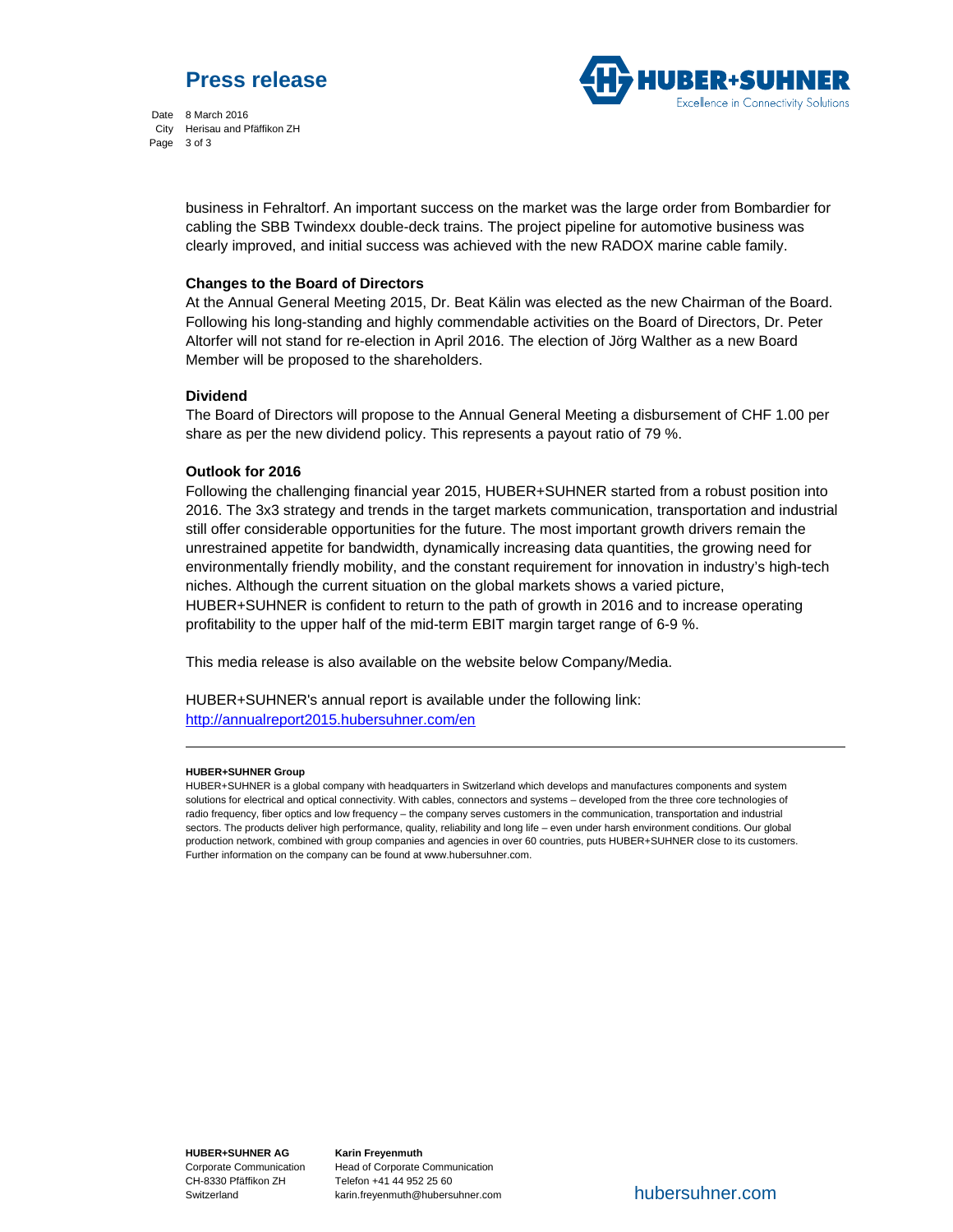business in Fehraltorf. An important success on the market was the large order from Bombardier for cabling the SBB Twindexx double-deck trains. The project pipeline for automotive business was clearly improved, and initial success was achieved with the new RADOX marine cable family.

**Changes to the Board of Directors**

At the Annual General Meeting 2015, Dr. Beat Kälin was elected as the new Chairman of the Board. Following his long-standing and highly commendable activities on the Board of Directors, Dr. Peter Altorfer will not stand for re-election in April 2016. The election of Jörg Walther as a new Board Member will be proposed to the shareholders.

**Dividend**

The Board of Directors will propose to the Annual General Meeting a disbursement of CHF 1.00 per share as per the new dividend policy. This represents a payout ratio of 79 %.

**Outlook for 2016**

Following the challenging financial year 2015, HUBER+SUHNER started from a robust position into 2016. The 3x3 strategy and trends in the target markets communication, transportation and industrial still offer considerable opportunities for the future. The most important growth drivers remain the unrestrained appetite for bandwidth, dynamically increasing data quantities, the growing need for environmentally friendly mobility, and the constant requirement for innovation in industry's high-tech niches. Although the current situation on the global markets shows a varied picture, HUBER+SUHNER is confident to return to the path of growth in 2016 and to increase operating profitability to the upper half of the mid-term EBIT margin target range of 6-9 %.

This media release is also available on the website below Company/Media.

HUBER+SUHNER's annual report is available under the following link:
http://annualreport2015.hubersuhner.com/en

---

**HUBER+SUHNER Group**

HUBER+SUHNER is a global company with headquarters in Switzerland which develops and manufactures components and system solutions for electrical and optical connectivity. With cables, connectors and systems – developed from the three core technologies of radio frequency, fiber optics and low frequency – the company serves customers in the communication, transportation and industrial sectors. The products deliver high performance, quality, reliability and long life – even under harsh environment conditions. Our global production network, combined with group companies and agencies in over 60 countries, puts HUBER+SUHNER close to its customers. Further information on the company can be found at www.hubersuhner.com.

**HUBER+SUHNER AG**
Corporate Communication
CH-8330 Pfäffikon ZH
Switzerland

**Karin Freyenmuth**
Head of Corporate Communication
Telefon +41 44 952 25 60
karin.freyenmuth@hubersuhner.com

hubersuhner.com